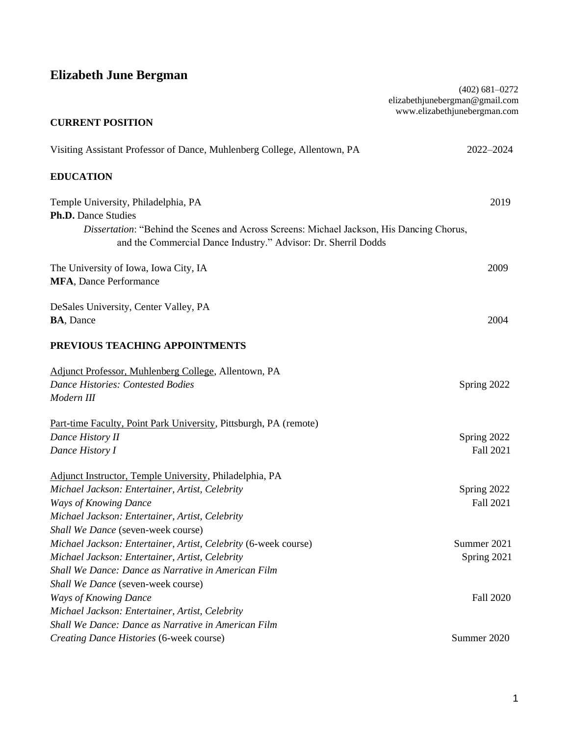# Elizabeth June Bergman

(402) 681–0272
elizabethjunebergman@gmail.com
www.elizabethjunebergman.com

## CURRENT POSITION

Visiting Assistant Professor of Dance, Muhlenberg College, Allentown, PA — 2022–2024

## EDUCATION

Temple University, Philadelphia, PA — 2019
**Ph.D.** Dance Studies
*Dissertation*: "Behind the Scenes and Across Screens: Michael Jackson, His Dancing Chorus, and the Commercial Dance Industry." Advisor: Dr. Sherril Dodds

The University of Iowa, Iowa City, IA — 2009
**MFA**, Dance Performance

DeSales University, Center Valley, PA
**BA**, Dance — 2004

## PREVIOUS TEACHING APPOINTMENTS

<u>Adjunct Professor, Muhlenberg College</u>, Allentown, PA
*Dance Histories: Contested Bodies* — Spring 2022
*Modern III*

<u>Part-time Faculty, Point Park University</u>, Pittsburgh, PA (remote)
*Dance History II* — Spring 2022
*Dance History I* — Fall 2021

<u>Adjunct Instructor, Temple University</u>, Philadelphia, PA
*Michael Jackson: Entertainer, Artist, Celebrity* — Spring 2022
*Ways of Knowing Dance* — Fall 2021
*Michael Jackson: Entertainer, Artist, Celebrity*
*Shall We Dance* (seven-week course)
*Michael Jackson: Entertainer, Artist, Celebrity* (6-week course) — Summer 2021
*Michael Jackson: Entertainer, Artist, Celebrity* — Spring 2021
*Shall We Dance: Dance as Narrative in American Film*
*Shall We Dance* (seven-week course)
*Ways of Knowing Dance* — Fall 2020
*Michael Jackson: Entertainer, Artist, Celebrity*
*Shall We Dance: Dance as Narrative in American Film*
*Creating Dance Histories* (6-week course) — Summer 2020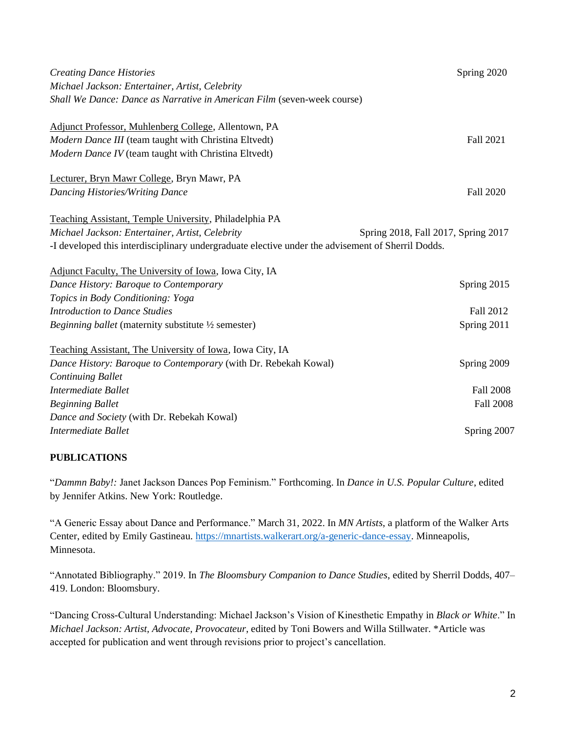*Creating Dance Histories* Spring 2020
*Michael Jackson: Entertainer, Artist, Celebrity*
*Shall We Dance: Dance as Narrative in American Film* (seven-week course)

<u>Adjunct Professor, Muhlenberg College</u>, Allentown, PA
*Modern Dance III* (team taught with Christina Eltvedt) Fall 2021
*Modern Dance IV* (team taught with Christina Eltvedt)

<u>Lecturer, Bryn Mawr College</u>, Bryn Mawr, PA
*Dancing Histories/Writing Dance* Fall 2020

<u>Teaching Assistant, Temple University</u>, Philadelphia PA
*Michael Jackson: Entertainer, Artist, Celebrity* Spring 2018, Fall 2017, Spring 2017
-I developed this interdisciplinary undergraduate elective under the advisement of Sherril Dodds.

<u>Adjunct Faculty, The University of Iowa</u>, Iowa City, IA
*Dance History: Baroque to Contemporary* Spring 2015
*Topics in Body Conditioning: Yoga*
*Introduction to Dance Studies* Fall 2012
*Beginning ballet* (maternity substitute ½ semester) Spring 2011

<u>Teaching Assistant, The University of Iowa</u>, Iowa City, IA
*Dance History: Baroque to Contemporary* (with Dr. Rebekah Kowal) Spring 2009
*Continuing Ballet*
*Intermediate Ballet* Fall 2008
*Beginning Ballet* Fall 2008
*Dance and Society* (with Dr. Rebekah Kowal)
*Intermediate Ballet* Spring 2007

**PUBLICATIONS**

"*Dammn Baby!:* Janet Jackson Dances Pop Feminism." Forthcoming. In *Dance in U.S. Popular Culture*, edited by Jennifer Atkins. New York: Routledge.

"A Generic Essay about Dance and Performance." March 31, 2022. In *MN Artists*, a platform of the Walker Arts Center, edited by Emily Gastineau. https://mnartists.walkerart.org/a-generic-dance-essay. Minneapolis, Minnesota.

"Annotated Bibliography." 2019. In *The Bloomsbury Companion to Dance Studies*, edited by Sherril Dodds, 407–419. London: Bloomsbury.

"Dancing Cross-Cultural Understanding: Michael Jackson's Vision of Kinesthetic Empathy in *Black or White*." In *Michael Jackson: Artist, Advocate, Provocateur*, edited by Toni Bowers and Willa Stillwater. *Article was accepted for publication and went through revisions prior to project's cancellation.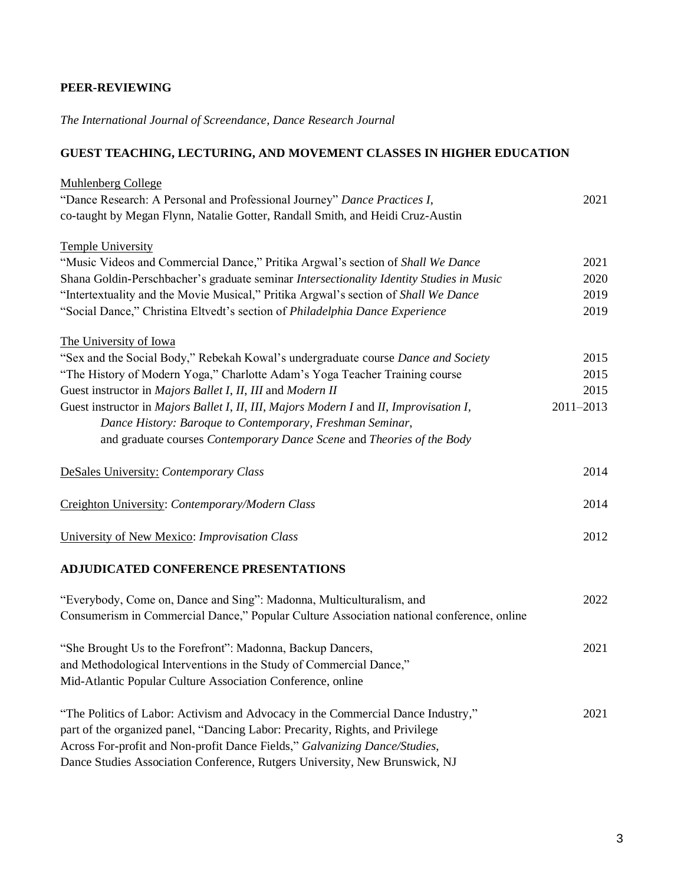## PEER-REVIEWING

*The International Journal of Screendance*, *Dance Research Journal*

## GUEST TEACHING, LECTURING, AND MOVEMENT CLASSES IN HIGHER EDUCATION

Muhlenberg College

"Dance Research: A Personal and Professional Journey" *Dance Practices I*, co-taught by Megan Flynn, Natalie Gotter, Randall Smith, and Heidi Cruz-Austin — 2021

Temple University

"Music Videos and Commercial Dance," Pritika Argwal's section of *Shall We Dance* — 2021

Shana Goldin-Perschbacher's graduate seminar *Intersectionality Identity Studies in Music* — 2020

"Intertextuality and the Movie Musical," Pritika Argwal's section of *Shall We Dance* — 2019

"Social Dance," Christina Eltvedt's section of *Philadelphia Dance Experience* — 2019

The University of Iowa

"Sex and the Social Body," Rebekah Kowal's undergraduate course *Dance and Society* — 2015

"The History of Modern Yoga," Charlotte Adam's Yoga Teacher Training course — 2015

Guest instructor in *Majors Ballet I, II, III* and *Modern II* — 2015

Guest instructor in *Majors Ballet I, II, III, Majors Modern I* and *II, Improvisation I, Dance History: Baroque to Contemporary*, *Freshman Seminar*, and graduate courses *Contemporary Dance Scene* and *Theories of the Body* — 2011–2013

DeSales University: *Contemporary Class* — 2014

Creighton University: *Contemporary/Modern Class* — 2014

University of New Mexico: *Improvisation Class* — 2012

## ADJUDICATED CONFERENCE PRESENTATIONS

"Everybody, Come on, Dance and Sing": Madonna, Multiculturalism, and Consumerism in Commercial Dance," Popular Culture Association national conference, online — 2022

"She Brought Us to the Forefront": Madonna, Backup Dancers, and Methodological Interventions in the Study of Commercial Dance," Mid-Atlantic Popular Culture Association Conference, online — 2021

"The Politics of Labor: Activism and Advocacy in the Commercial Dance Industry," part of the organized panel, "Dancing Labor: Precarity, Rights, and Privilege Across For-profit and Non-profit Dance Fields," *Galvanizing Dance/Studies*, Dance Studies Association Conference, Rutgers University, New Brunswick, NJ — 2021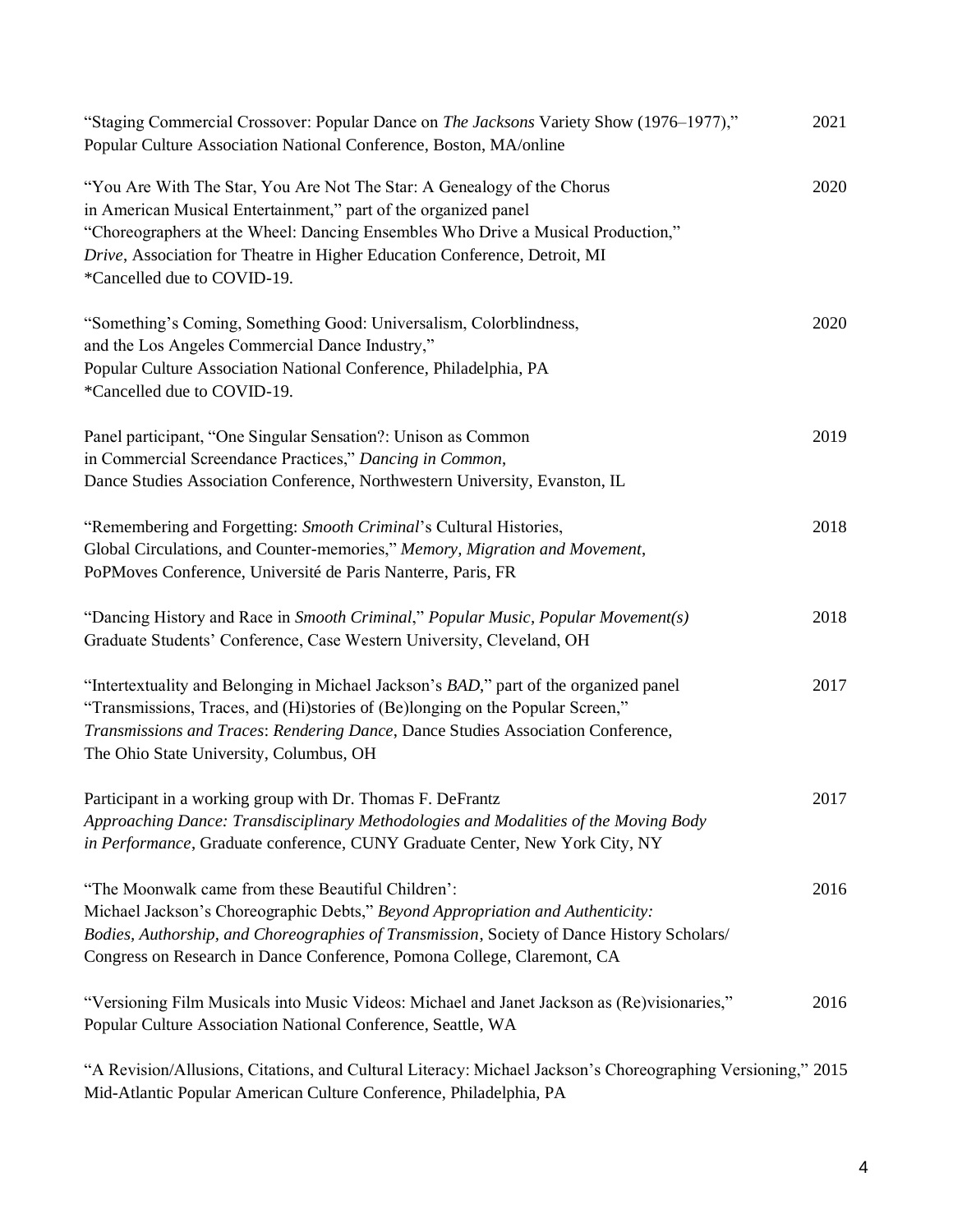"Staging Commercial Crossover: Popular Dance on *The Jacksons* Variety Show (1976–1977)," 2021
Popular Culture Association National Conference, Boston, MA/online

"You Are With The Star, You Are Not The Star: A Genealogy of the Chorus in American Musical Entertainment," part of the organized panel "Choreographers at the Wheel: Dancing Ensembles Who Drive a Musical Production," *Drive*, Association for Theatre in Higher Education Conference, Detroit, MI 2020
*Cancelled due to COVID-19.

"Something's Coming, Something Good: Universalism, Colorblindness, and the Los Angeles Commercial Dance Industry," 2020
Popular Culture Association National Conference, Philadelphia, PA
*Cancelled due to COVID-19.

Panel participant, "One Singular Sensation?: Unison as Common in Commercial Screendance Practices," *Dancing in Common*, 2019
Dance Studies Association Conference, Northwestern University, Evanston, IL

"Remembering and Forgetting: *Smooth Criminal*'s Cultural Histories, Global Circulations, and Counter-memories," *Memory, Migration and Movement*, 2018
PoPMoves Conference, Université de Paris Nanterre, Paris, FR

"Dancing History and Race in *Smooth Criminal*," *Popular Music, Popular Movement(s)* 2018
Graduate Students' Conference, Case Western University, Cleveland, OH

"Intertextuality and Belonging in Michael Jackson's *BAD*," part of the organized panel "Transmissions, Traces, and (Hi)stories of (Be)longing on the Popular Screen," *Transmissions and Traces*: *Rendering Dance*, Dance Studies Association Conference, 2017
The Ohio State University, Columbus, OH

Participant in a working group with Dr. Thomas F. DeFrantz 2017
*Approaching Dance: Transdisciplinary Methodologies and Modalities of the Moving Body in Performance*, Graduate conference, CUNY Graduate Center, New York City, NY

"The Moonwalk came from these Beautiful Children': Michael Jackson's Choreographic Debts," *Beyond Appropriation and Authenticity: Bodies, Authorship, and Choreographies of Transmission*, Society of Dance History Scholars/ 2016
Congress on Research in Dance Conference, Pomona College, Claremont, CA

"Versioning Film Musicals into Music Videos: Michael and Janet Jackson as (Re)visionaries," 2016
Popular Culture Association National Conference, Seattle, WA

"A Revision/Allusions, Citations, and Cultural Literacy: Michael Jackson's Choreographing Versioning," 2015
Mid-Atlantic Popular American Culture Conference, Philadelphia, PA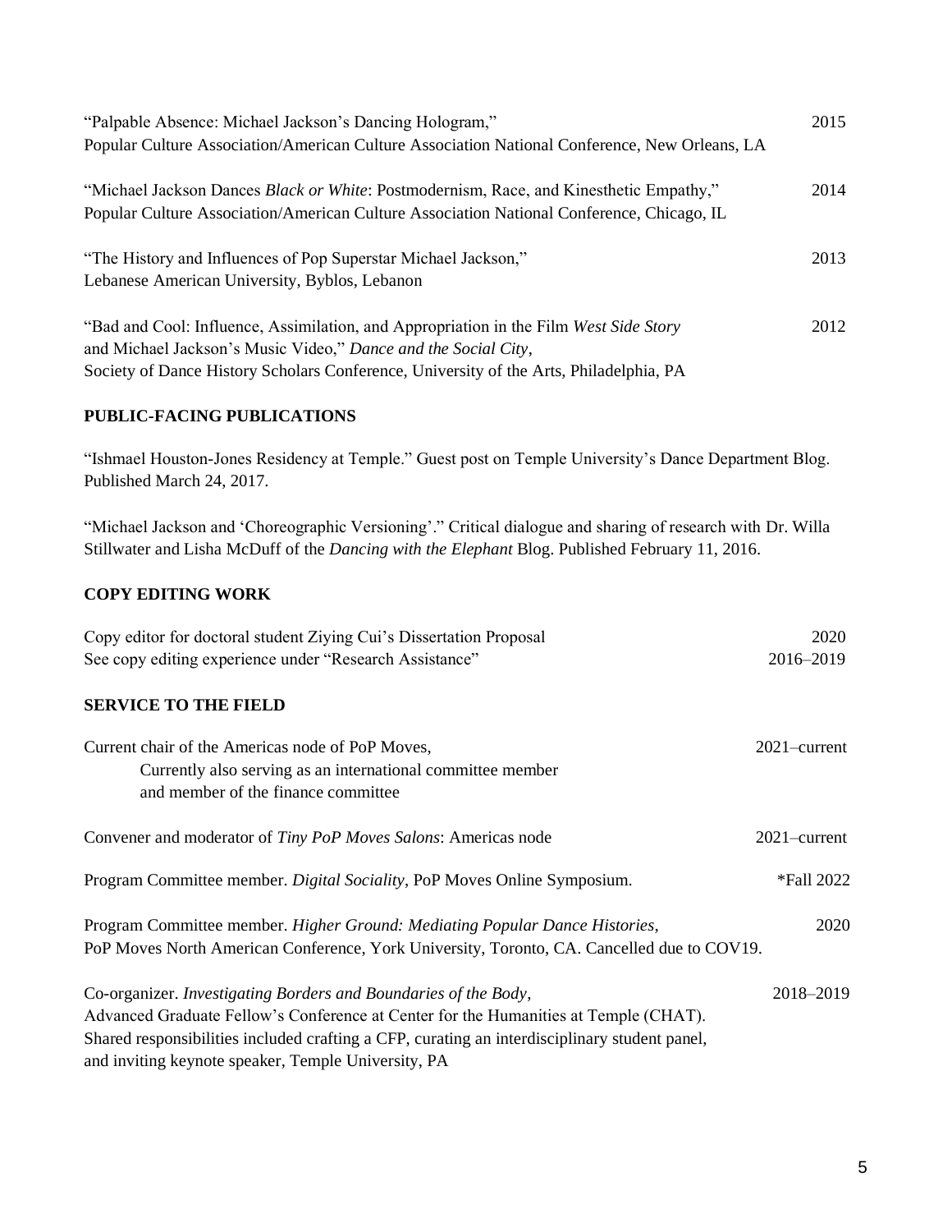"Palpable Absence: Michael Jackson's Dancing Hologram," 2015
Popular Culture Association/American Culture Association National Conference, New Orleans, LA

"Michael Jackson Dances *Black or White*: Postmodernism, Race, and Kinesthetic Empathy," 2014
Popular Culture Association/American Culture Association National Conference, Chicago, IL

"The History and Influences of Pop Superstar Michael Jackson," 2013
Lebanese American University, Byblos, Lebanon

"Bad and Cool: Influence, Assimilation, and Appropriation in the Film *West Side Story* and Michael Jackson's Music Video," *Dance and the Social City*, 2012
Society of Dance History Scholars Conference, University of the Arts, Philadelphia, PA

**PUBLIC-FACING PUBLICATIONS**

"Ishmael Houston-Jones Residency at Temple." Guest post on Temple University's Dance Department Blog. Published March 24, 2017.

"Michael Jackson and 'Choreographic Versioning'." Critical dialogue and sharing of research with Dr. Willa Stillwater and Lisha McDuff of the *Dancing with the Elephant* Blog. Published February 11, 2016.

**COPY EDITING WORK**

Copy editor for doctoral student Ziying Cui's Dissertation Proposal 2020
See copy editing experience under "Research Assistance" 2016–2019

**SERVICE TO THE FIELD**

Current chair of the Americas node of PoP Moves, 2021–current
Currently also serving as an international committee member and member of the finance committee

Convener and moderator of *Tiny PoP Moves Salons*: Americas node 2021–current

Program Committee member. *Digital Sociality*, PoP Moves Online Symposium. *Fall 2022

Program Committee member. *Higher Ground: Mediating Popular Dance Histories*, 2020
PoP Moves North American Conference, York University, Toronto, CA. Cancelled due to COV19.

Co-organizer. *Investigating Borders and Boundaries of the Body*, 2018–2019
Advanced Graduate Fellow's Conference at Center for the Humanities at Temple (CHAT).
Shared responsibilities included crafting a CFP, curating an interdisciplinary student panel, and inviting keynote speaker, Temple University, PA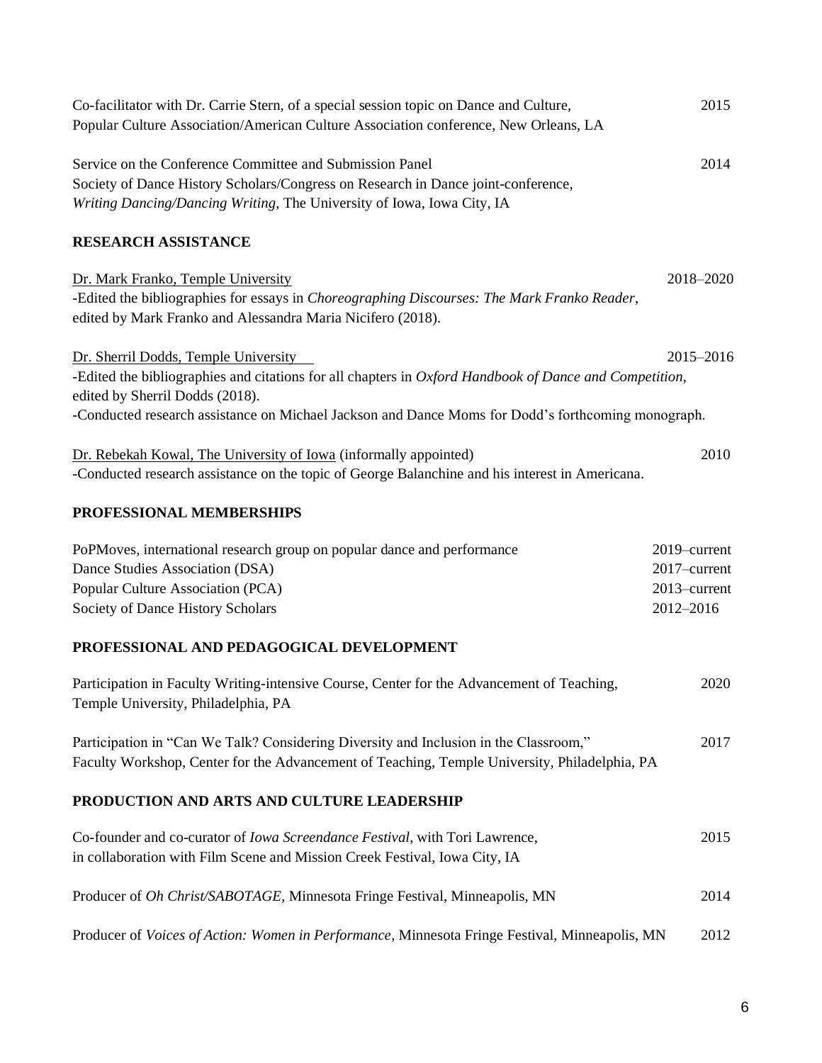Co-facilitator with Dr. Carrie Stern, of a special session topic on Dance and Culture, Popular Culture Association/American Culture Association conference, New Orleans, LA — 2015

Service on the Conference Committee and Submission Panel, Society of Dance History Scholars/Congress on Research in Dance joint-conference, *Writing Dancing/Dancing Writing*, The University of Iowa, Iowa City, IA — 2014

## RESEARCH ASSISTANCE

Dr. Mark Franko, Temple University — 2018–2020

-Edited the bibliographies for essays in *Choreographing Discourses: The Mark Franko Reader*, edited by Mark Franko and Alessandra Maria Nicifero (2018).

Dr. Sherril Dodds, Temple University — 2015–2016

-Edited the bibliographies and citations for all chapters in *Oxford Handbook of Dance and Competition*, edited by Sherril Dodds (2018).

-Conducted research assistance on Michael Jackson and Dance Moms for Dodd's forthcoming monograph.

Dr. Rebekah Kowal, The University of Iowa (informally appointed) — 2010

-Conducted research assistance on the topic of George Balanchine and his interest in Americana.

## PROFESSIONAL MEMBERSHIPS

PoPMoves, international research group on popular dance and performance — 2019–current

Dance Studies Association (DSA) — 2017–current

Popular Culture Association (PCA) — 2013–current

Society of Dance History Scholars — 2012–2016

## PROFESSIONAL AND PEDAGOGICAL DEVELOPMENT

Participation in Faculty Writing-intensive Course, Center for the Advancement of Teaching, Temple University, Philadelphia, PA — 2020

Participation in "Can We Talk? Considering Diversity and Inclusion in the Classroom," Faculty Workshop, Center for the Advancement of Teaching, Temple University, Philadelphia, PA — 2017

## PRODUCTION AND ARTS AND CULTURE LEADERSHIP

Co-founder and co-curator of *Iowa Screendance Festival*, with Tori Lawrence, in collaboration with Film Scene and Mission Creek Festival, Iowa City, IA — 2015

Producer of *Oh Christ/SABOTAGE*, Minnesota Fringe Festival, Minneapolis, MN — 2014

Producer of *Voices of Action: Women in Performance*, Minnesota Fringe Festival, Minneapolis, MN — 2012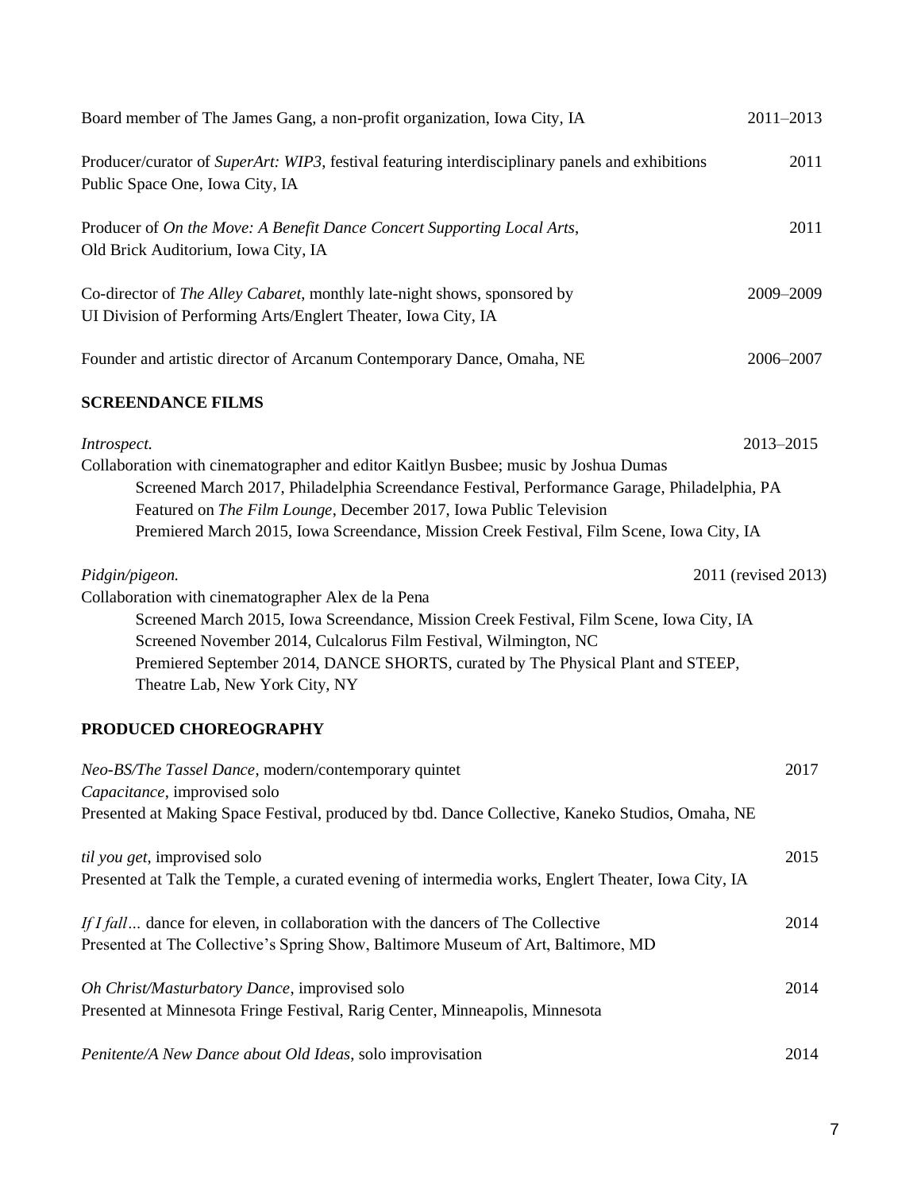Board member of The James Gang, a non-profit organization, Iowa City, IA 2011–2013

Producer/curator of *SuperArt: WIP3*, festival featuring interdisciplinary panels and exhibitions 2011
Public Space One, Iowa City, IA

Producer of *On the Move: A Benefit Dance Concert Supporting Local Arts*, 2011
Old Brick Auditorium, Iowa City, IA

Co-director of *The Alley Cabaret*, monthly late-night shows, sponsored by 2009–2009
UI Division of Performing Arts/Englert Theater, Iowa City, IA

Founder and artistic director of Arcanum Contemporary Dance, Omaha, NE 2006–2007

**SCREENDANCE FILMS**

*Introspect.* 2013–2015
Collaboration with cinematographer and editor Kaitlyn Busbee; music by Joshua Dumas
- Screened March 2017, Philadelphia Screendance Festival, Performance Garage, Philadelphia, PA
- Featured on *The Film Lounge*, December 2017, Iowa Public Television
- Premiered March 2015, Iowa Screendance, Mission Creek Festival, Film Scene, Iowa City, IA

*Pidgin/pigeon.* 2011 (revised 2013)
Collaboration with cinematographer Alex de la Pena
- Screened March 2015, Iowa Screendance, Mission Creek Festival, Film Scene, Iowa City, IA
- Screened November 2014, Culcalorus Film Festival, Wilmington, NC
- Premiered September 2014, DANCE SHORTS, curated by The Physical Plant and STEEP, Theatre Lab, New York City, NY

**PRODUCED CHOREOGRAPHY**

*Neo-BS/The Tassel Dance*, modern/contemporary quintet 2017
*Capacitance*, improvised solo
Presented at Making Space Festival, produced by tbd. Dance Collective, Kaneko Studios, Omaha, NE

*til you get*, improvised solo 2015
Presented at Talk the Temple, a curated evening of intermedia works, Englert Theater, Iowa City, IA

*If I fall…* dance for eleven, in collaboration with the dancers of The Collective 2014
Presented at The Collective's Spring Show, Baltimore Museum of Art, Baltimore, MD

*Oh Christ/Masturbatory Dance*, improvised solo 2014
Presented at Minnesota Fringe Festival, Rarig Center, Minneapolis, Minnesota

*Penitente/A New Dance about Old Ideas*, solo improvisation 2014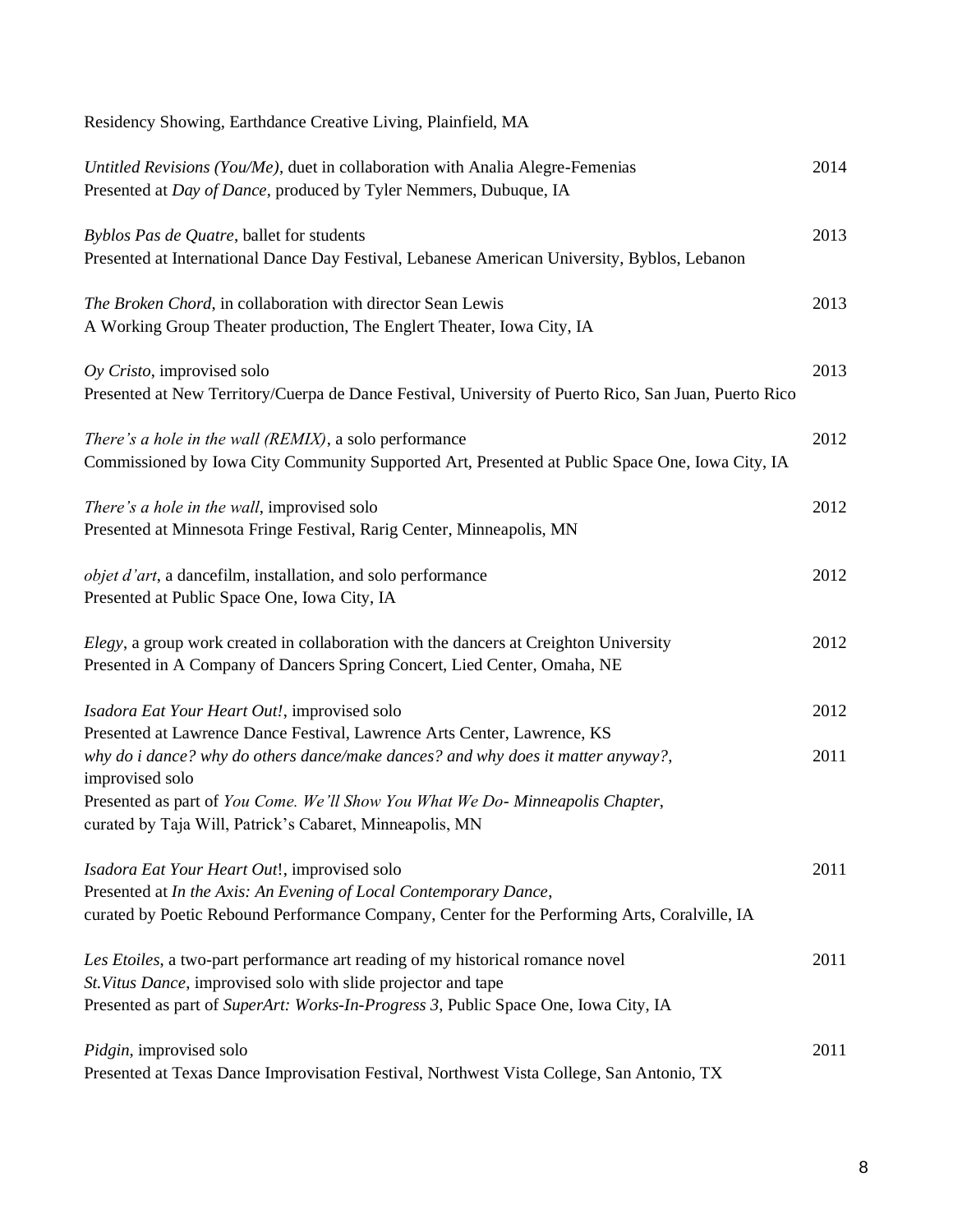Residency Showing, Earthdance Creative Living, Plainfield, MA

*Untitled Revisions (You/Me)*, duet in collaboration with Analia Alegre-Femenias — 2014
Presented at *Day of Dance*, produced by Tyler Nemmers, Dubuque, IA

*Byblos Pas de Quatre*, ballet for students — 2013
Presented at International Dance Day Festival, Lebanese American University, Byblos, Lebanon

*The Broken Chord*, in collaboration with director Sean Lewis — 2013
A Working Group Theater production, The Englert Theater, Iowa City, IA

*Oy Cristo*, improvised solo — 2013
Presented at New Territory/Cuerpa de Dance Festival, University of Puerto Rico, San Juan, Puerto Rico

*There's a hole in the wall (REMIX)*, a solo performance — 2012
Commissioned by Iowa City Community Supported Art, Presented at Public Space One, Iowa City, IA

*There's a hole in the wall*, improvised solo — 2012
Presented at Minnesota Fringe Festival, Rarig Center, Minneapolis, MN

*objet d'art*, a dancefilm, installation, and solo performance — 2012
Presented at Public Space One, Iowa City, IA

*Elegy*, a group work created in collaboration with the dancers at Creighton University — 2012
Presented in A Company of Dancers Spring Concert, Lied Center, Omaha, NE

*Isadora Eat Your Heart Out!*, improvised solo — 2012
Presented at Lawrence Dance Festival, Lawrence Arts Center, Lawrence, KS

*why do i dance? why do others dance/make dances? and why does it matter anyway?*, improvised solo — 2011
Presented as part of *You Come. We'll Show You What We Do- Minneapolis Chapter*, curated by Taja Will, Patrick's Cabaret, Minneapolis, MN

*Isadora Eat Your Heart Out*!, improvised solo — 2011
Presented at *In the Axis: An Evening of Local Contemporary Dance*, curated by Poetic Rebound Performance Company, Center for the Performing Arts, Coralville, IA

*Les Etoiles*, a two-part performance art reading of my historical romance novel — 2011
*St.Vitus Dance*, improvised solo with slide projector and tape
Presented as part of *SuperArt: Works-In-Progress 3*, Public Space One, Iowa City, IA

*Pidgin*, improvised solo — 2011
Presented at Texas Dance Improvisation Festival, Northwest Vista College, San Antonio, TX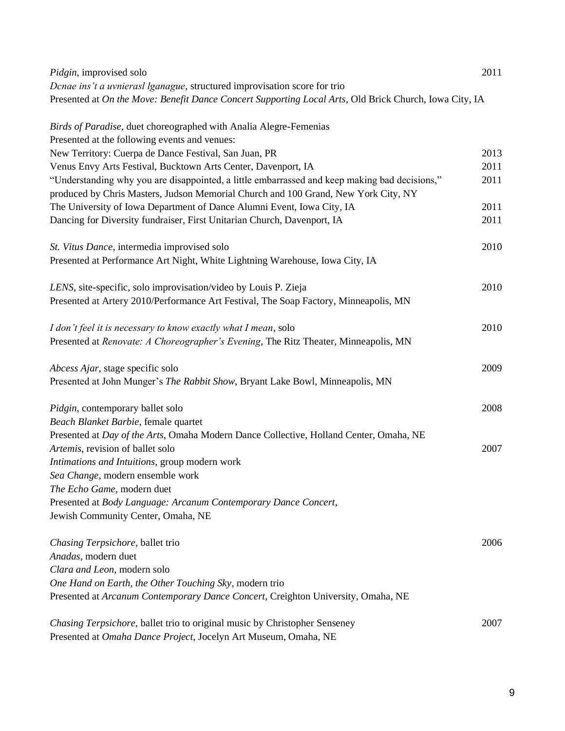*Pidgin*, improvised solo 2011
*Dcnae ins't a uvnierasl lganague*, structured improvisation score for trio
Presented at *On the Move: Benefit Dance Concert Supporting Local Arts*, Old Brick Church, Iowa City, IA

*Birds of Paradise*, duet choreographed with Analia Alegre-Femenias
Presented at the following events and venues:
New Territory: Cuerpa de Dance Festival, San Juan, PR 2013
Venus Envy Arts Festival, Bucktown Arts Center, Davenport, IA 2011
"Understanding why you are disappointed, a little embarrassed and keep making bad decisions," produced by Chris Masters, Judson Memorial Church and 100 Grand, New York City, NY 2011
The University of Iowa Department of Dance Alumni Event, Iowa City, IA 2011
Dancing for Diversity fundraiser, First Unitarian Church, Davenport, IA 2011

*St. Vitus Dance*, intermedia improvised solo 2010
Presented at Performance Art Night, White Lightning Warehouse, Iowa City, IA

*LENS*, site-specific, solo improvisation/video by Louis P. Zieja 2010
Presented at Artery 2010/Performance Art Festival, The Soap Factory, Minneapolis, MN

*I don't feel it is necessary to know exactly what I mean*, solo 2010
Presented at *Renovate: A Choreographer's Evening*, The Ritz Theater, Minneapolis, MN

*Abcess Ajar*, stage specific solo 2009
Presented at John Munger's *The Rabbit Show*, Bryant Lake Bowl, Minneapolis, MN

*Pidgin*, contemporary ballet solo 2008
*Beach Blanket Barbie*, female quartet
Presented at *Day of the Arts*, Omaha Modern Dance Collective, Holland Center, Omaha, NE
*Artemis*, revision of ballet solo 2007
*Intimations and Intuitions*, group modern work
*Sea Change*, modern ensemble work
*The Echo Game*, modern duet
Presented at *Body Language: Arcanum Contemporary Dance Concert*,
Jewish Community Center, Omaha, NE

*Chasing Terpsichore*, ballet trio 2006
*Anadas*, modern duet
*Clara and Leon*, modern solo
*One Hand on Earth, the Other Touching Sky*, modern trio
Presented at *Arcanum Contemporary Dance Concert*, Creighton University, Omaha, NE

*Chasing Terpsichore*, ballet trio to original music by Christopher Senseney 2007
Presented at *Omaha Dance Project*, Jocelyn Art Museum, Omaha, NE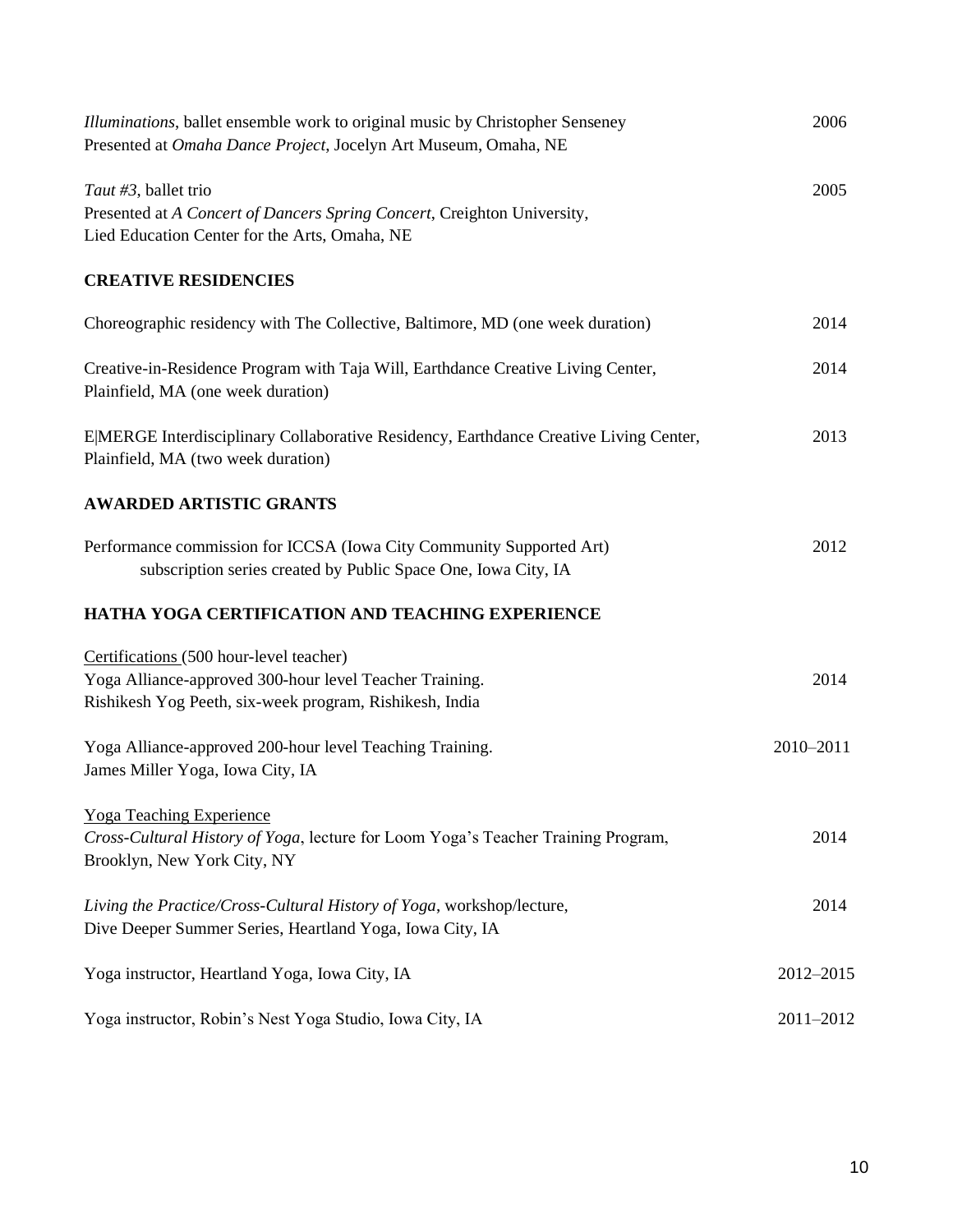*Illuminations*, ballet ensemble work to original music by Christopher Senseney — 2006
Presented at *Omaha Dance Project*, Jocelyn Art Museum, Omaha, NE

*Taut #3*, ballet trio — 2005
Presented at *A Concert of Dancers Spring Concert*, Creighton University,
Lied Education Center for the Arts, Omaha, NE

**CREATIVE RESIDENCIES**

Choreographic residency with The Collective, Baltimore, MD (one week duration) — 2014

Creative-in-Residence Program with Taja Will, Earthdance Creative Living Center, Plainfield, MA (one week duration) — 2014

E|MERGE Interdisciplinary Collaborative Residency, Earthdance Creative Living Center, Plainfield, MA (two week duration) — 2013

**AWARDED ARTISTIC GRANTS**

Performance commission for ICCSA (Iowa City Community Supported Art) subscription series created by Public Space One, Iowa City, IA — 2012

**HATHA YOGA CERTIFICATION AND TEACHING EXPERIENCE**

<u>Certifications</u> (500 hour-level teacher)
Yoga Alliance-approved 300-hour level Teacher Training. — 2014
Rishikesh Yog Peeth, six-week program, Rishikesh, India

Yoga Alliance-approved 200-hour level Teaching Training. — 2010–2011
James Miller Yoga, Iowa City, IA

<u>Yoga Teaching Experience</u>
*Cross-Cultural History of Yoga*, lecture for Loom Yoga's Teacher Training Program, Brooklyn, New York City, NY — 2014

*Living the Practice/Cross-Cultural History of Yoga*, workshop/lecture, Dive Deeper Summer Series, Heartland Yoga, Iowa City, IA — 2014

Yoga instructor, Heartland Yoga, Iowa City, IA — 2012–2015

Yoga instructor, Robin's Nest Yoga Studio, Iowa City, IA — 2011–2012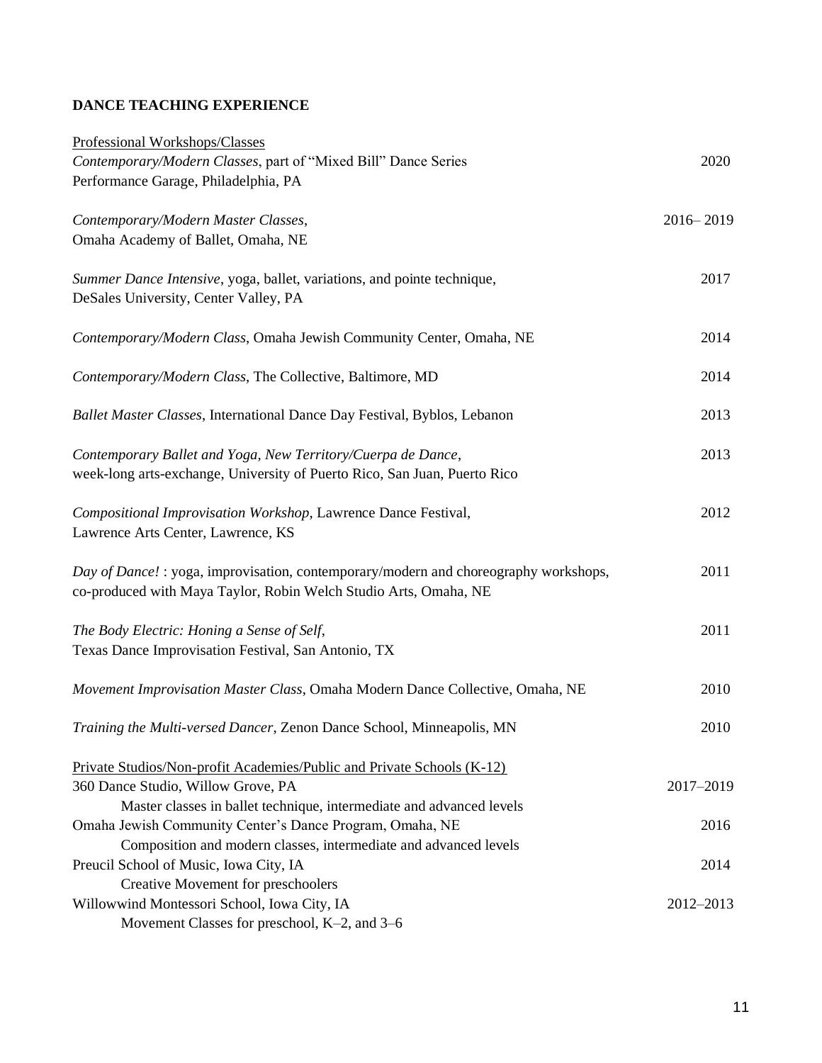**DANCE TEACHING EXPERIENCE**

Professional Workshops/Classes

*Contemporary/Modern Classes*, part of "Mixed Bill" Dance Series — 2020
Performance Garage, Philadelphia, PA

*Contemporary/Modern Master Classes*, — 2016– 2019
Omaha Academy of Ballet, Omaha, NE

*Summer Dance Intensive*, yoga, ballet, variations, and pointe technique, — 2017
DeSales University, Center Valley, PA

*Contemporary/Modern Class*, Omaha Jewish Community Center, Omaha, NE — 2014

*Contemporary/Modern Class*, The Collective, Baltimore, MD — 2014

*Ballet Master Classes*, International Dance Day Festival, Byblos, Lebanon — 2013

*Contemporary Ballet and Yoga, New Territory/Cuerpa de Dance*, — 2013
week-long arts-exchange, University of Puerto Rico, San Juan, Puerto Rico

*Compositional Improvisation Workshop*, Lawrence Dance Festival, — 2012
Lawrence Arts Center, Lawrence, KS

*Day of Dance!* : yoga, improvisation, contemporary/modern and choreography workshops, — 2011
co-produced with Maya Taylor, Robin Welch Studio Arts, Omaha, NE

*The Body Electric: Honing a Sense of Self*, — 2011
Texas Dance Improvisation Festival, San Antonio, TX

*Movement Improvisation Master Class*, Omaha Modern Dance Collective, Omaha, NE — 2010

*Training the Multi-versed Dancer*, Zenon Dance School, Minneapolis, MN — 2010

Private Studios/Non-profit Academies/Public and Private Schools (K-12)

360 Dance Studio, Willow Grove, PA — 2017–2019
Master classes in ballet technique, intermediate and advanced levels

Omaha Jewish Community Center's Dance Program, Omaha, NE — 2016
Composition and modern classes, intermediate and advanced levels

Preucil School of Music, Iowa City, IA — 2014
Creative Movement for preschoolers

Willowwind Montessori School, Iowa City, IA — 2012–2013
Movement Classes for preschool, K–2, and 3–6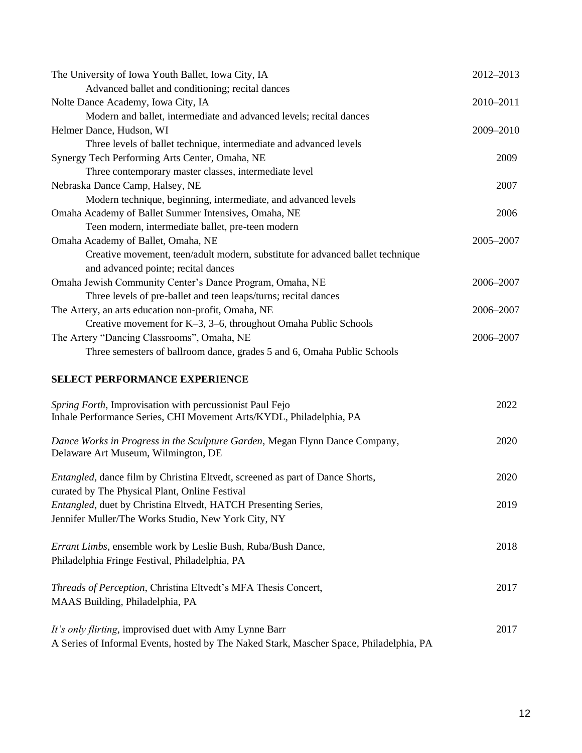The University of Iowa Youth Ballet, Iowa City, IA 2012–2013
Advanced ballet and conditioning; recital dances

Nolte Dance Academy, Iowa City, IA 2010–2011
Modern and ballet, intermediate and advanced levels; recital dances

Helmer Dance, Hudson, WI 2009–2010
Three levels of ballet technique, intermediate and advanced levels

Synergy Tech Performing Arts Center, Omaha, NE 2009
Three contemporary master classes, intermediate level

Nebraska Dance Camp, Halsey, NE 2007
Modern technique, beginning, intermediate, and advanced levels

Omaha Academy of Ballet Summer Intensives, Omaha, NE 2006
Teen modern, intermediate ballet, pre-teen modern

Omaha Academy of Ballet, Omaha, NE 2005–2007
Creative movement, teen/adult modern, substitute for advanced ballet technique and advanced pointe; recital dances

Omaha Jewish Community Center's Dance Program, Omaha, NE 2006–2007
Three levels of pre-ballet and teen leaps/turns; recital dances

The Artery, an arts education non-profit, Omaha, NE 2006–2007
Creative movement for K–3, 3–6, throughout Omaha Public Schools

The Artery "Dancing Classrooms", Omaha, NE 2006–2007
Three semesters of ballroom dance, grades 5 and 6, Omaha Public Schools

## SELECT PERFORMANCE EXPERIENCE

*Spring Forth*, Improvisation with percussionist Paul Fejo 2022
Inhale Performance Series, CHI Movement Arts/KYDL, Philadelphia, PA

*Dance Works in Progress in the Sculpture Garden*, Megan Flynn Dance Company, 2020
Delaware Art Museum, Wilmington, DE

*Entangled*, dance film by Christina Eltvedt, screened as part of Dance Shorts, 2020
curated by The Physical Plant, Online Festival

*Entangled*, duet by Christina Eltvedt, HATCH Presenting Series, 2019
Jennifer Muller/The Works Studio, New York City, NY

*Errant Limbs*, ensemble work by Leslie Bush, Ruba/Bush Dance, 2018
Philadelphia Fringe Festival, Philadelphia, PA

*Threads of Perception*, Christina Eltvedt's MFA Thesis Concert, 2017
MAAS Building, Philadelphia, PA

*It's only flirting*, improvised duet with Amy Lynne Barr 2017
A Series of Informal Events, hosted by The Naked Stark, Mascher Space, Philadelphia, PA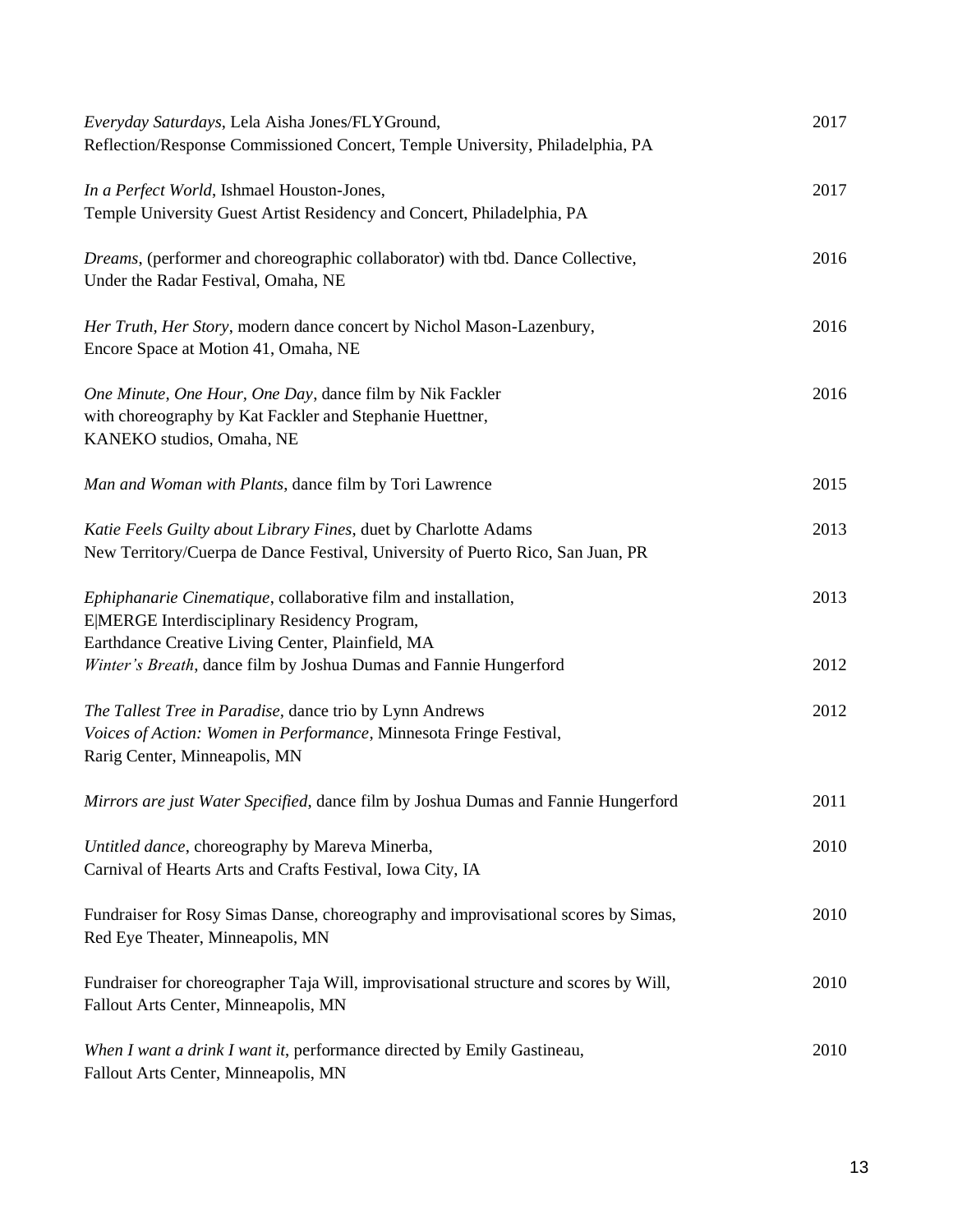*Everyday Saturdays*, Lela Aisha Jones/FLYGround, 2017
Reflection/Response Commissioned Concert, Temple University, Philadelphia, PA

*In a Perfect World*, Ishmael Houston-Jones, 2017
Temple University Guest Artist Residency and Concert, Philadelphia, PA

*Dreams*, (performer and choreographic collaborator) with tbd. Dance Collective, 2016
Under the Radar Festival, Omaha, NE

*Her Truth, Her Story*, modern dance concert by Nichol Mason-Lazenbury, 2016
Encore Space at Motion 41, Omaha, NE

*One Minute, One Hour, One Day*, dance film by Nik Fackler 2016
with choreography by Kat Fackler and Stephanie Huettner,
KANEKO studios, Omaha, NE

*Man and Woman with Plants*, dance film by Tori Lawrence 2015

*Katie Feels Guilty about Library Fines*, duet by Charlotte Adams 2013
New Territory/Cuerpa de Dance Festival, University of Puerto Rico, San Juan, PR

*Ephiphanarie Cinematique*, collaborative film and installation, 2013
E|MERGE Interdisciplinary Residency Program,
Earthdance Creative Living Center, Plainfield, MA
*Winter's Breath*, dance film by Joshua Dumas and Fannie Hungerford 2012

*The Tallest Tree in Paradise*, dance trio by Lynn Andrews 2012
*Voices of Action: Women in Performance*, Minnesota Fringe Festival,
Rarig Center, Minneapolis, MN

*Mirrors are just Water Specified*, dance film by Joshua Dumas and Fannie Hungerford 2011

*Untitled dance*, choreography by Mareva Minerba, 2010
Carnival of Hearts Arts and Crafts Festival, Iowa City, IA

Fundraiser for Rosy Simas Danse, choreography and improvisational scores by Simas, 2010
Red Eye Theater, Minneapolis, MN

Fundraiser for choreographer Taja Will, improvisational structure and scores by Will, 2010
Fallout Arts Center, Minneapolis, MN

*When I want a drink I want it*, performance directed by Emily Gastineau, 2010
Fallout Arts Center, Minneapolis, MN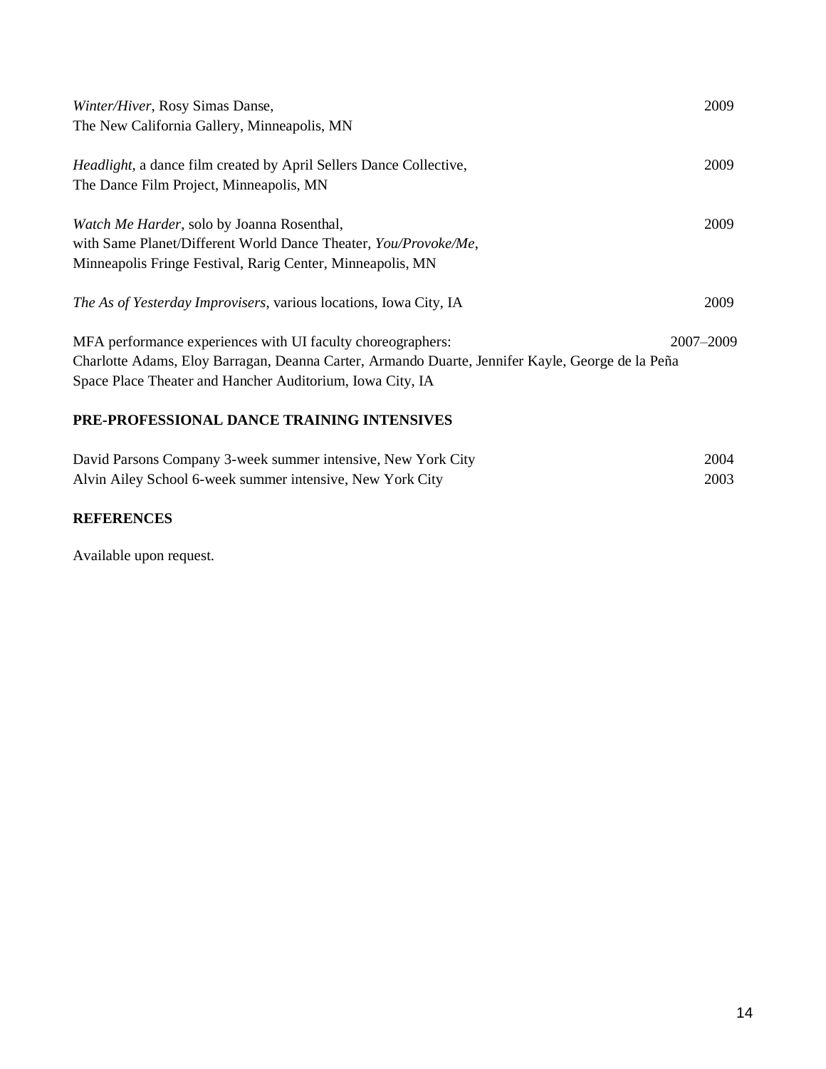*Winter/Hiver*, Rosy Simas Danse, 2009
The New California Gallery, Minneapolis, MN

*Headlight*, a dance film created by April Sellers Dance Collective, 2009
The Dance Film Project, Minneapolis, MN

*Watch Me Harder*, solo by Joanna Rosenthal, 2009
with Same Planet/Different World Dance Theater, *You/Provoke/Me*,
Minneapolis Fringe Festival, Rarig Center, Minneapolis, MN

*The As of Yesterday Improvisers*, various locations, Iowa City, IA 2009

MFA performance experiences with UI faculty choreographers: 2007–2009
Charlotte Adams, Eloy Barragan, Deanna Carter, Armando Duarte, Jennifer Kayle, George de la Peña
Space Place Theater and Hancher Auditorium, Iowa City, IA

**PRE-PROFESSIONAL DANCE TRAINING INTENSIVES**

David Parsons Company 3-week summer intensive, New York City 2004
Alvin Ailey School 6-week summer intensive, New York City 2003

**REFERENCES**

Available upon request.